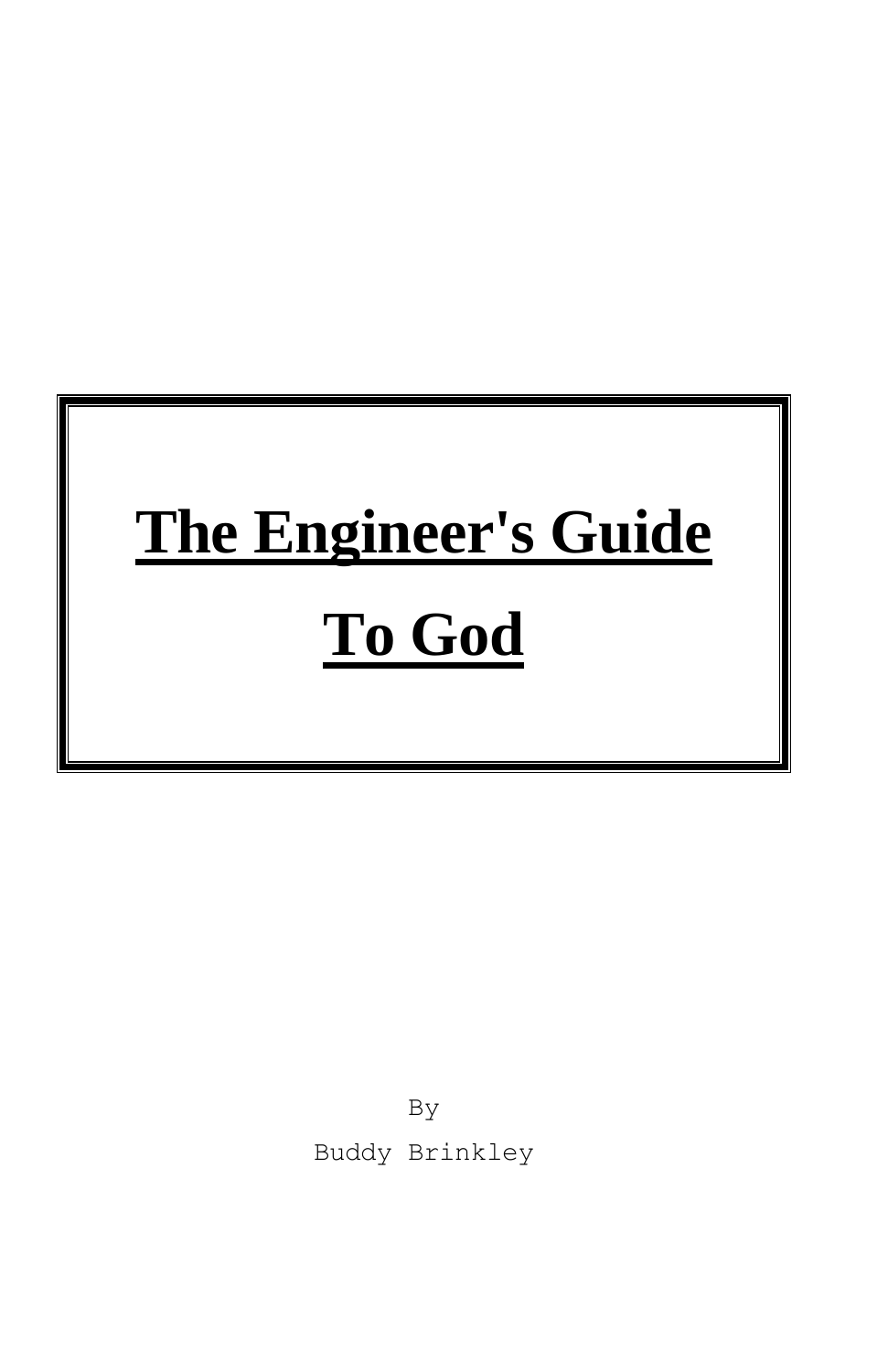# The Engineer's Guide To God

By

Buddy Brinkley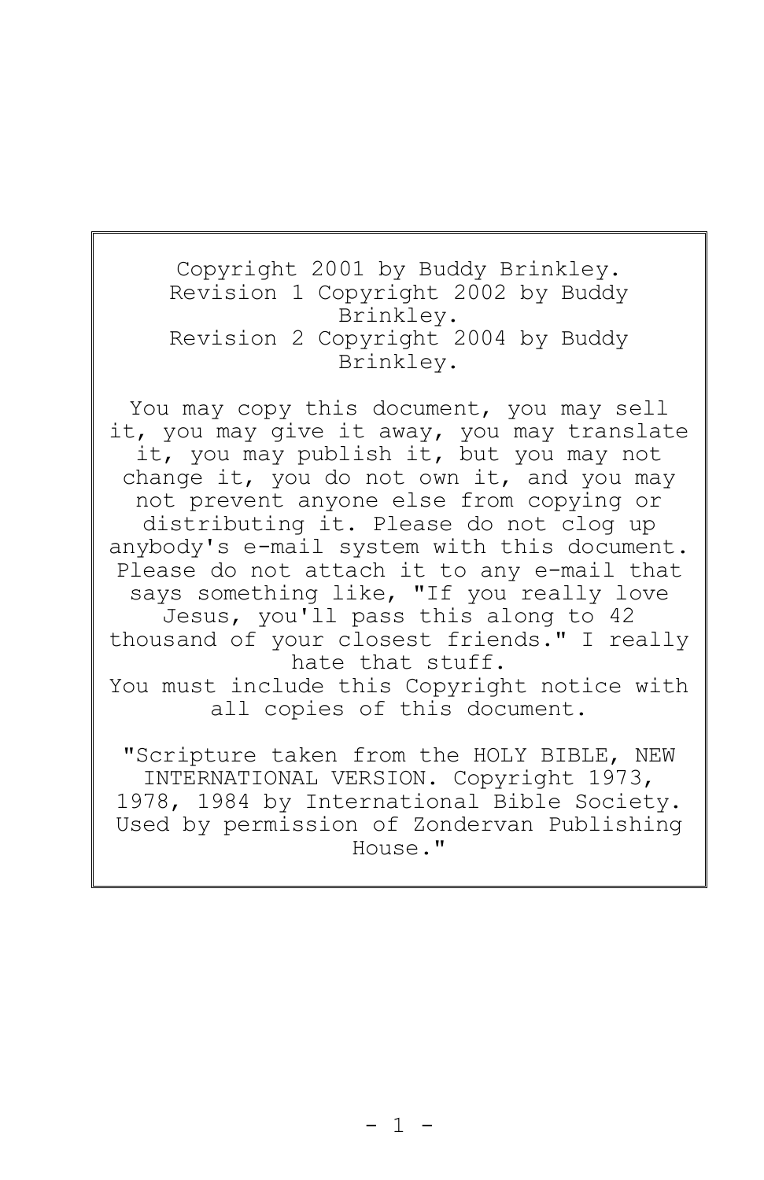Copyright 2001 by Buddy Brinkley.
Revision 1 Copyright 2002 by Buddy Brinkley.
Revision 2 Copyright 2004 by Buddy Brinkley.

You may copy this document, you may sell it, you may give it away, you may translate it, you may publish it, but you may not change it, you do not own it, and you may not prevent anyone else from copying or distributing it. Please do not clog up anybody's e-mail system with this document. Please do not attach it to any e-mail that says something like, "If you really love Jesus, you'll pass this along to 42 thousand of your closest friends." I really hate that stuff.
You must include this Copyright notice with all copies of this document.

"Scripture taken from the HOLY BIBLE, NEW INTERNATIONAL VERSION. Copyright 1973, 1978, 1984 by International Bible Society. Used by permission of Zondervan Publishing House."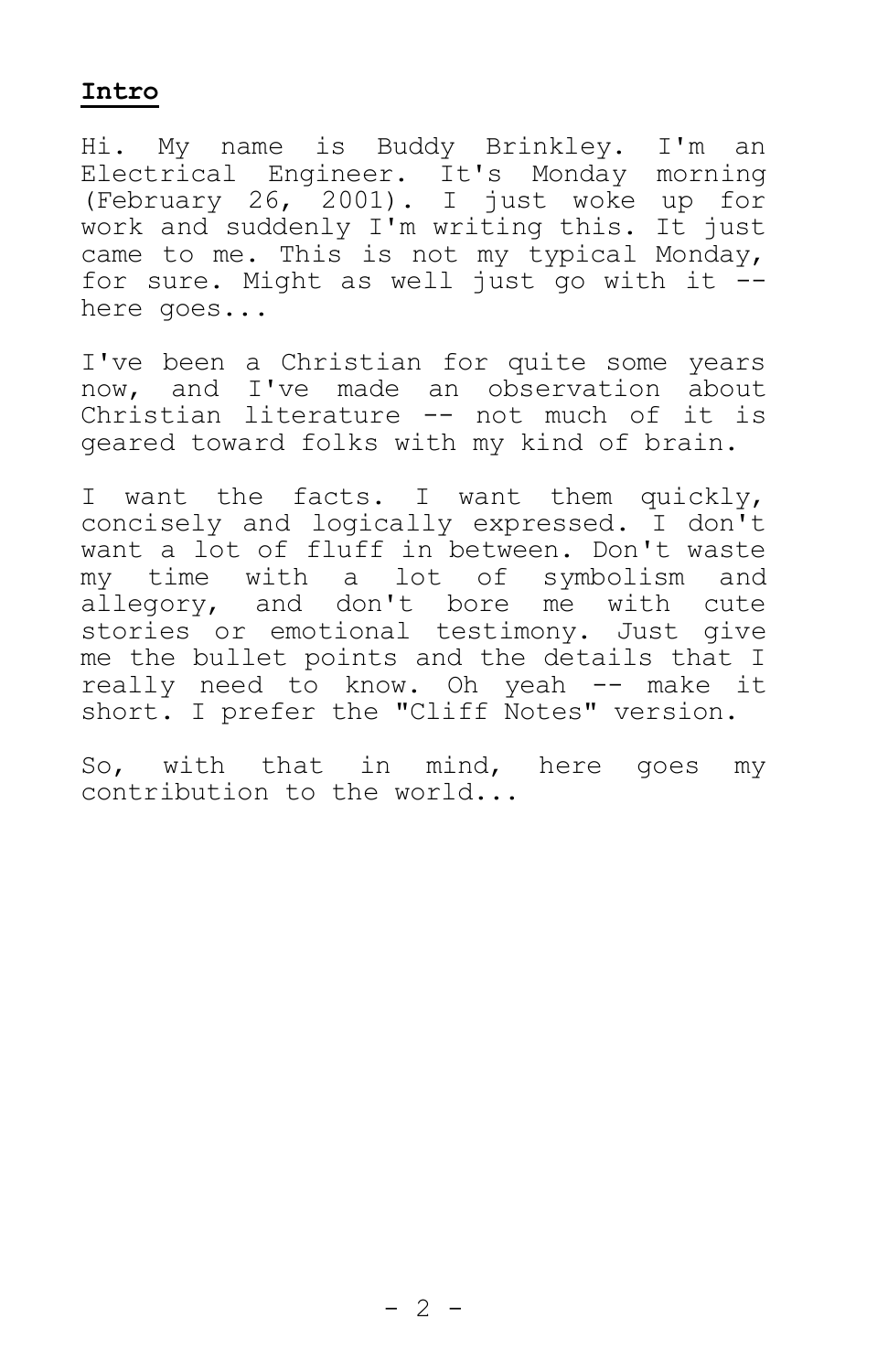## Intro

Hi. My name is Buddy Brinkley. I'm an Electrical Engineer. It's Monday morning (February 26, 2001). I just woke up for work and suddenly I'm writing this. It just came to me. This is not my typical Monday, for sure. Might as well just go with it -- here goes...

I've been a Christian for quite some years now, and I've made an observation about Christian literature -- not much of it is geared toward folks with my kind of brain.

I want the facts. I want them quickly, concisely and logically expressed. I don't want a lot of fluff in between. Don't waste my time with a lot of symbolism and allegory, and don't bore me with cute stories or emotional testimony. Just give me the bullet points and the details that I really need to know. Oh yeah -- make it short. I prefer the "Cliff Notes" version.

So, with that in mind, here goes my contribution to the world...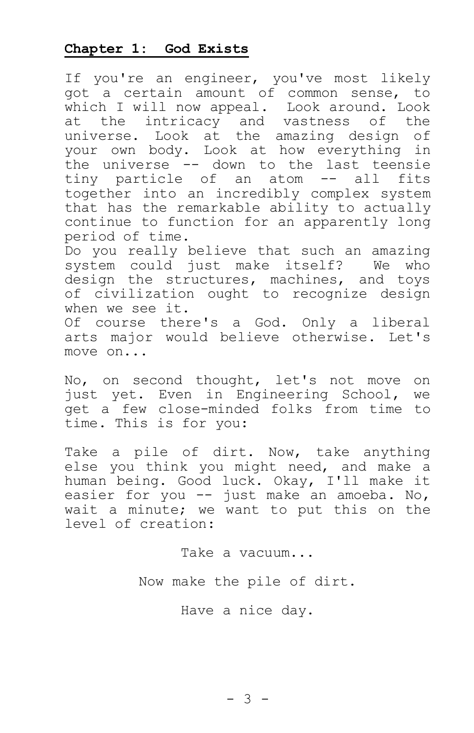## **Chapter 1: God Exists**

If you're an engineer, you've most likely got a certain amount of common sense, to which I will now appeal. Look around. Look at the intricacy and vastness of the universe. Look at the amazing design of your own body. Look at how everything in the universe -- down to the last teensie tiny particle of an atom -- all fits together into an incredibly complex system that has the remarkable ability to actually continue to function for an apparently long period of time.

Do you really believe that such an amazing system could just make itself? We who design the structures, machines, and toys of civilization ought to recognize design when we see it.

Of course there's a God. Only a liberal arts major would believe otherwise. Let's move on...

No, on second thought, let's not move on just yet. Even in Engineering School, we get a few close-minded folks from time to time. This is for you:

Take a pile of dirt. Now, take anything else you think you might need, and make a human being. Good luck. Okay, I'll make it easier for you -- just make an amoeba. No, wait a minute; we want to put this on the level of creation:

Take a vacuum...

Now make the pile of dirt.

Have a nice day.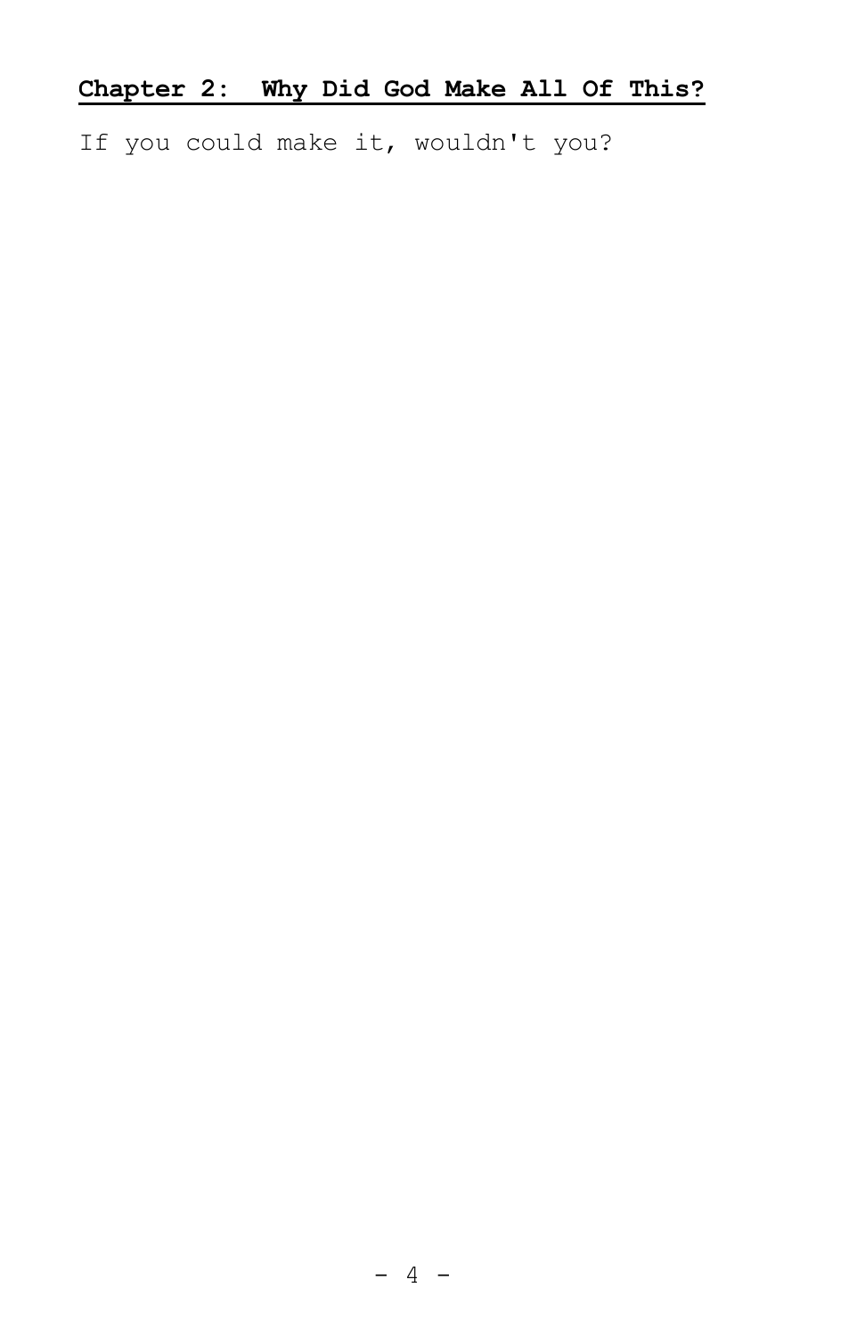## **Chapter 2: Why Did God Make All Of This?**

If you could make it, wouldn't you?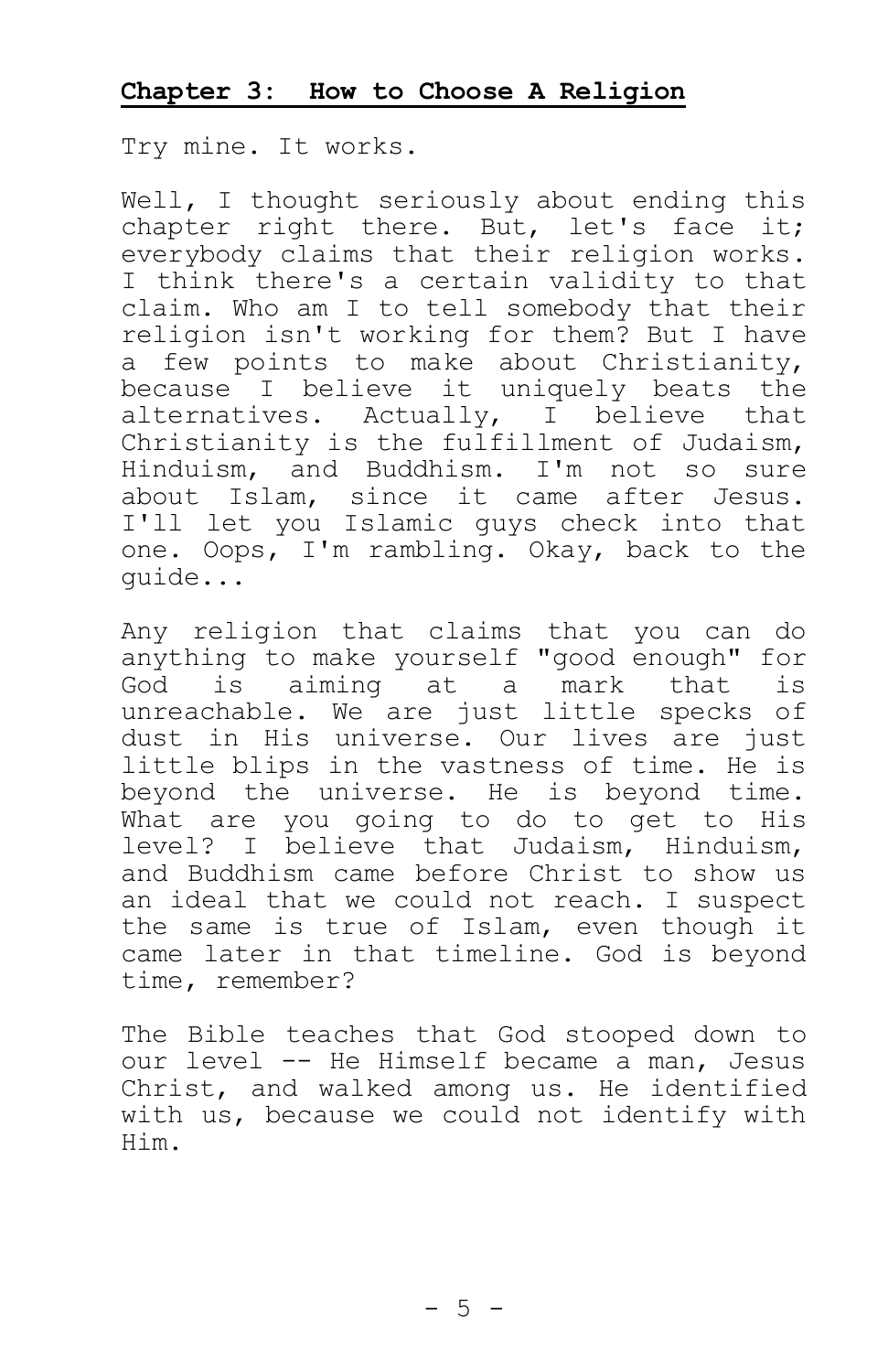## Chapter 3: How to Choose A Religion

Try mine. It works.

Well, I thought seriously about ending this chapter right there. But, let's face it; everybody claims that their religion works. I think there's a certain validity to that claim. Who am I to tell somebody that their religion isn't working for them? But I have a few points to make about Christianity, because I believe it uniquely beats the alternatives. Actually, I believe that Christianity is the fulfillment of Judaism, Hinduism, and Buddhism. I'm not so sure about Islam, since it came after Jesus. I'll let you Islamic guys check into that one. Oops, I'm rambling. Okay, back to the guide...

Any religion that claims that you can do anything to make yourself "good enough" for God is aiming at a mark that is unreachable. We are just little specks of dust in His universe. Our lives are just little blips in the vastness of time. He is beyond the universe. He is beyond time. What are you going to do to get to His level? I believe that Judaism, Hinduism, and Buddhism came before Christ to show us an ideal that we could not reach. I suspect the same is true of Islam, even though it came later in that timeline. God is beyond time, remember?

The Bible teaches that God stooped down to our level -- He Himself became a man, Jesus Christ, and walked among us. He identified with us, because we could not identify with Him.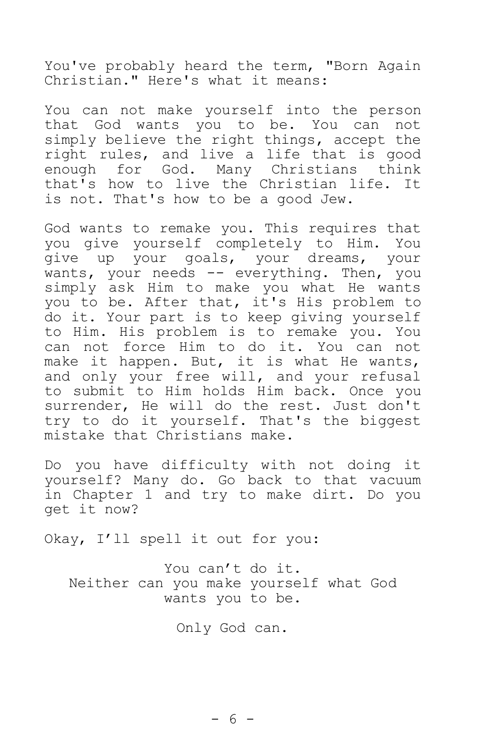You've probably heard the term, "Born Again Christian." Here's what it means:

You can not make yourself into the person that God wants you to be. You can not simply believe the right things, accept the right rules, and live a life that is good enough for God. Many Christians think that's how to live the Christian life. It is not. That's how to be a good Jew.

God wants to remake you. This requires that you give yourself completely to Him. You give up your goals, your dreams, your wants, your needs -- everything. Then, you simply ask Him to make you what He wants you to be. After that, it's His problem to do it. Your part is to keep giving yourself to Him. His problem is to remake you. You can not force Him to do it. You can not make it happen. But, it is what He wants, and only your free will, and your refusal to submit to Him holds Him back. Once you surrender, He will do the rest. Just don't try to do it yourself. That's the biggest mistake that Christians make.

Do you have difficulty with not doing it yourself? Many do. Go back to that vacuum in Chapter 1 and try to make dirt. Do you get it now?

Okay, I'll spell it out for you:

You can't do it.
Neither can you make yourself what God wants you to be.

Only God can.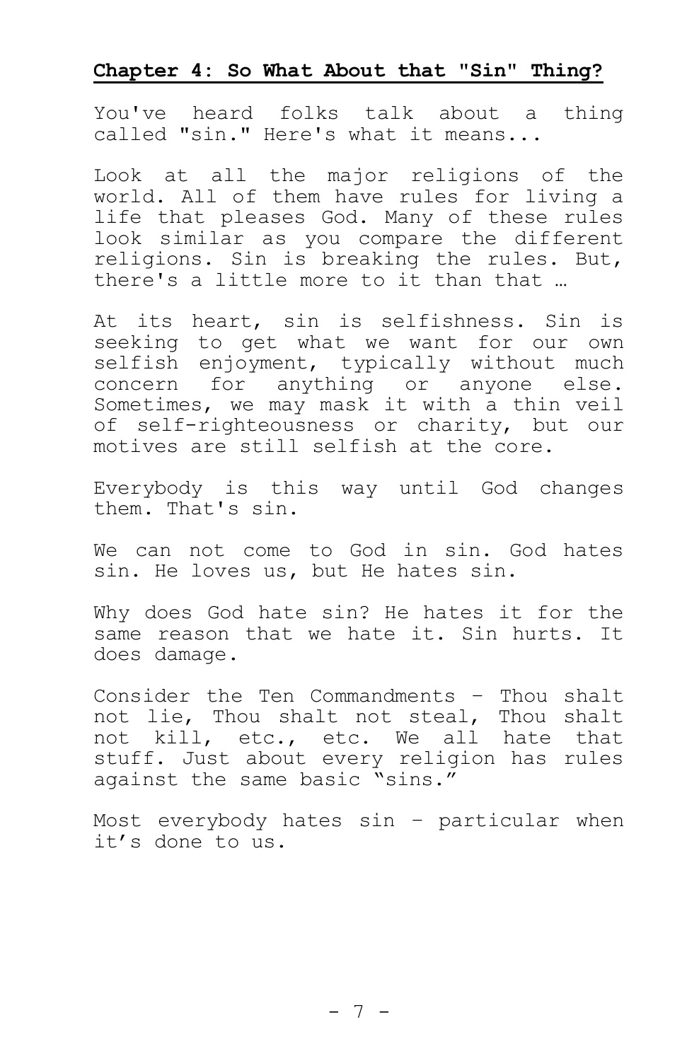## Chapter 4: So What About that "Sin" Thing?

You've heard folks talk about a thing called "sin." Here's what it means...

Look at all the major religions of the world. All of them have rules for living a life that pleases God. Many of these rules look similar as you compare the different religions. Sin is breaking the rules. But, there's a little more to it than that …

At its heart, sin is selfishness. Sin is seeking to get what we want for our own selfish enjoyment, typically without much concern for anything or anyone else. Sometimes, we may mask it with a thin veil of self-righteousness or charity, but our motives are still selfish at the core.

Everybody is this way until God changes them. That's sin.

We can not come to God in sin. God hates sin. He loves us, but He hates sin.

Why does God hate sin? He hates it for the same reason that we hate it. Sin hurts. It does damage.

Consider the Ten Commandments – Thou shalt not lie, Thou shalt not steal, Thou shalt not kill, etc., etc. We all hate that stuff. Just about every religion has rules against the same basic "sins."

Most everybody hates sin – particular when it's done to us.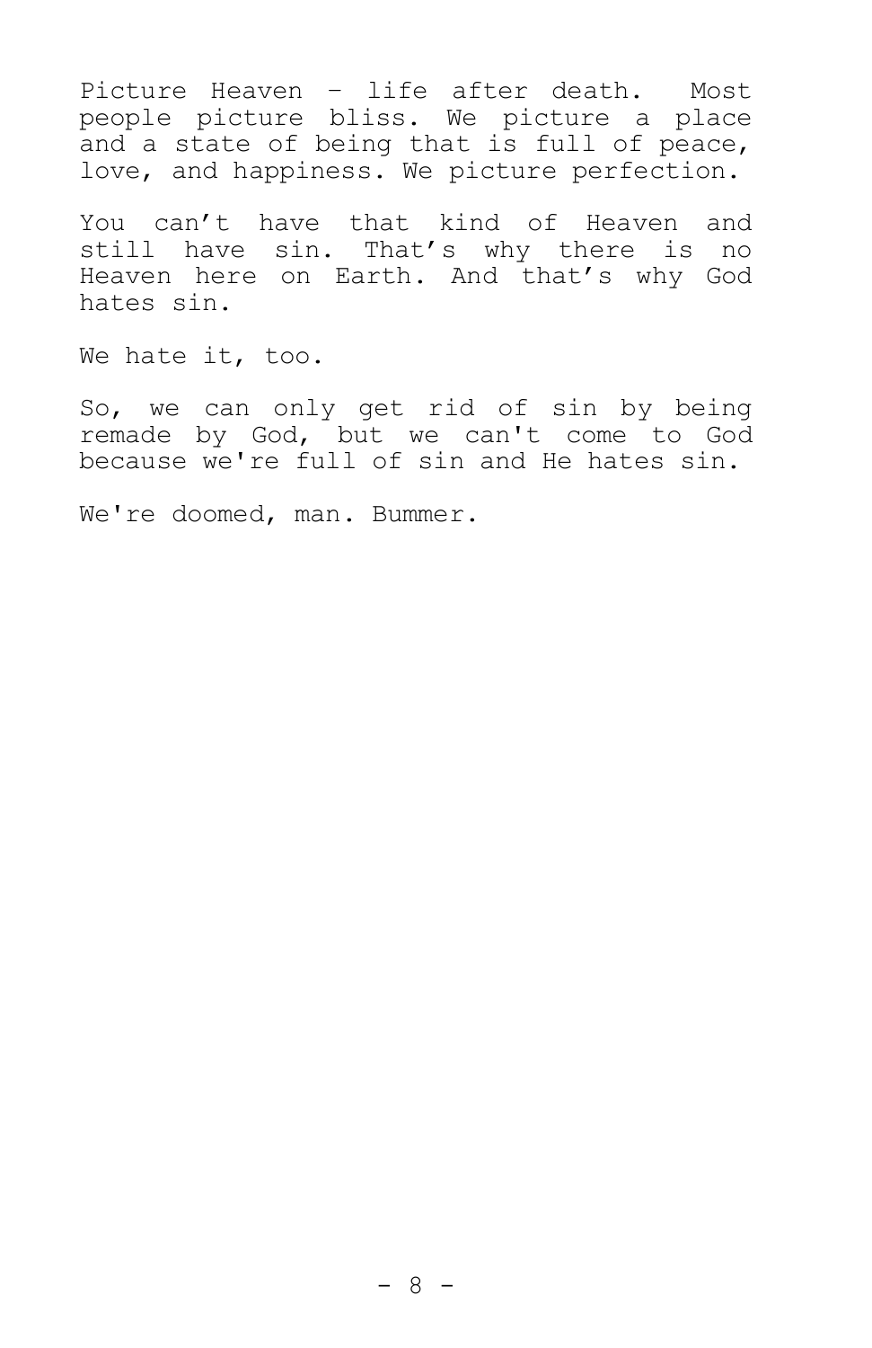Picture Heaven – life after death. Most people picture bliss. We picture a place and a state of being that is full of peace, love, and happiness. We picture perfection.

You can't have that kind of Heaven and still have sin. That's why there is no Heaven here on Earth. And that's why God hates sin.

We hate it, too.

So, we can only get rid of sin by being remade by God, but we can't come to God because we're full of sin and He hates sin.

We're doomed, man. Bummer.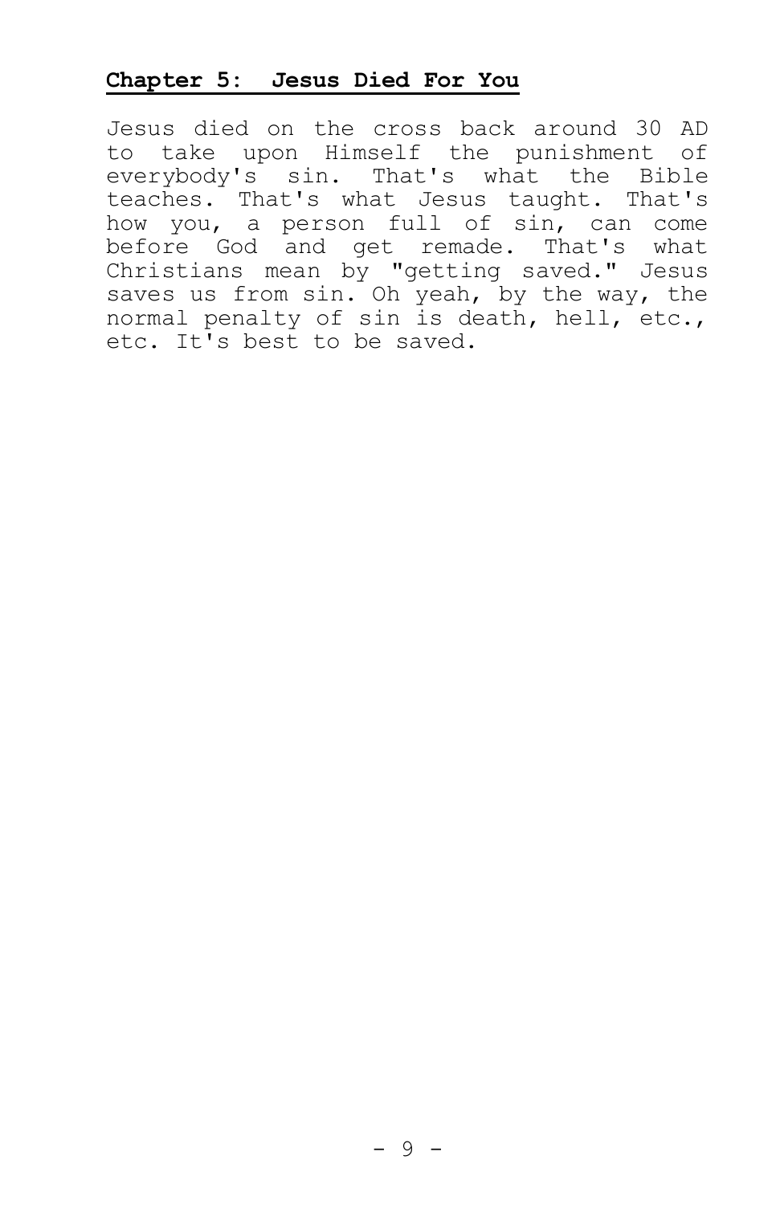## Chapter 5: Jesus Died For You

Jesus died on the cross back around 30 AD to take upon Himself the punishment of everybody's sin. That's what the Bible teaches. That's what Jesus taught. That's how you, a person full of sin, can come before God and get remade. That's what Christians mean by "getting saved." Jesus saves us from sin. Oh yeah, by the way, the normal penalty of sin is death, hell, etc., etc. It's best to be saved.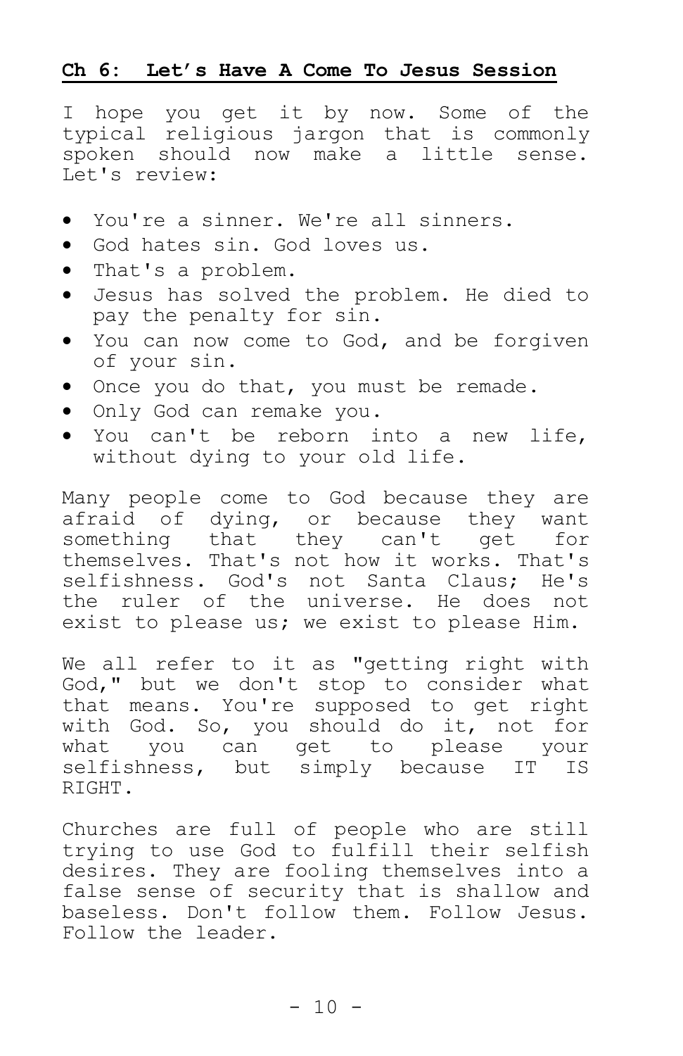## Ch 6: Let's Have A Come To Jesus Session

I hope you get it by now. Some of the typical religious jargon that is commonly spoken should now make a little sense. Let's review:

- You're a sinner. We're all sinners.
- God hates sin. God loves us.
- That's a problem.
- Jesus has solved the problem. He died to pay the penalty for sin.
- You can now come to God, and be forgiven of your sin.
- Once you do that, you must be remade.
- Only God can remake you.
- You can't be reborn into a new life, without dying to your old life.

Many people come to God because they are afraid of dying, or because they want something that they can't get for themselves. That's not how it works. That's selfishness. God's not Santa Claus; He's the ruler of the universe. He does not exist to please us; we exist to please Him.

We all refer to it as "getting right with God," but we don't stop to consider what that means. You're supposed to get right with God. So, you should do it, not for what you can get to please your selfishness, but simply because IT IS RIGHT.

Churches are full of people who are still trying to use God to fulfill their selfish desires. They are fooling themselves into a false sense of security that is shallow and baseless. Don't follow them. Follow Jesus. Follow the leader.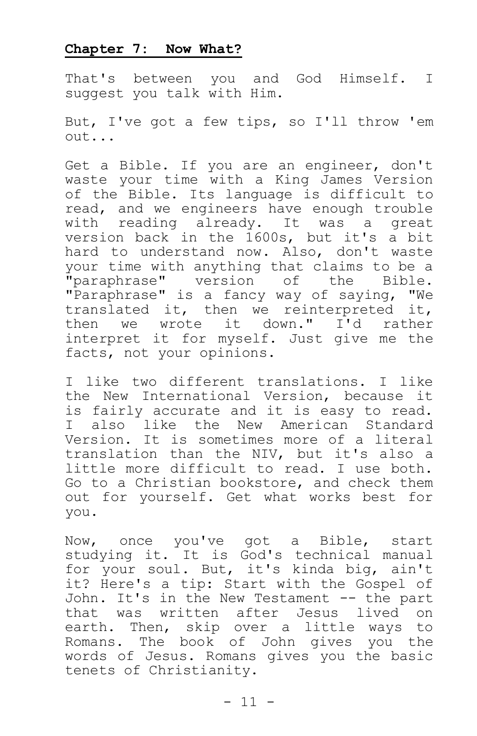## Chapter 7: Now What?

That's between you and God Himself. I suggest you talk with Him.

But, I've got a few tips, so I'll throw 'em out...

Get a Bible. If you are an engineer, don't waste your time with a King James Version of the Bible. Its language is difficult to read, and we engineers have enough trouble with reading already. It was a great version back in the 1600s, but it's a bit hard to understand now. Also, don't waste your time with anything that claims to be a "paraphrase" version of the Bible. "Paraphrase" is a fancy way of saying, "We translated it, then we reinterpreted it, then we wrote it down." I'd rather interpret it for myself. Just give me the facts, not your opinions.

I like two different translations. I like the New International Version, because it is fairly accurate and it is easy to read. I also like the New American Standard Version. It is sometimes more of a literal translation than the NIV, but it's also a little more difficult to read. I use both. Go to a Christian bookstore, and check them out for yourself. Get what works best for you.

Now, once you've got a Bible, start studying it. It is God's technical manual for your soul. But, it's kinda big, ain't it? Here's a tip: Start with the Gospel of John. It's in the New Testament -- the part that was written after Jesus lived on earth. Then, skip over a little ways to Romans. The book of John gives you the words of Jesus. Romans gives you the basic tenets of Christianity.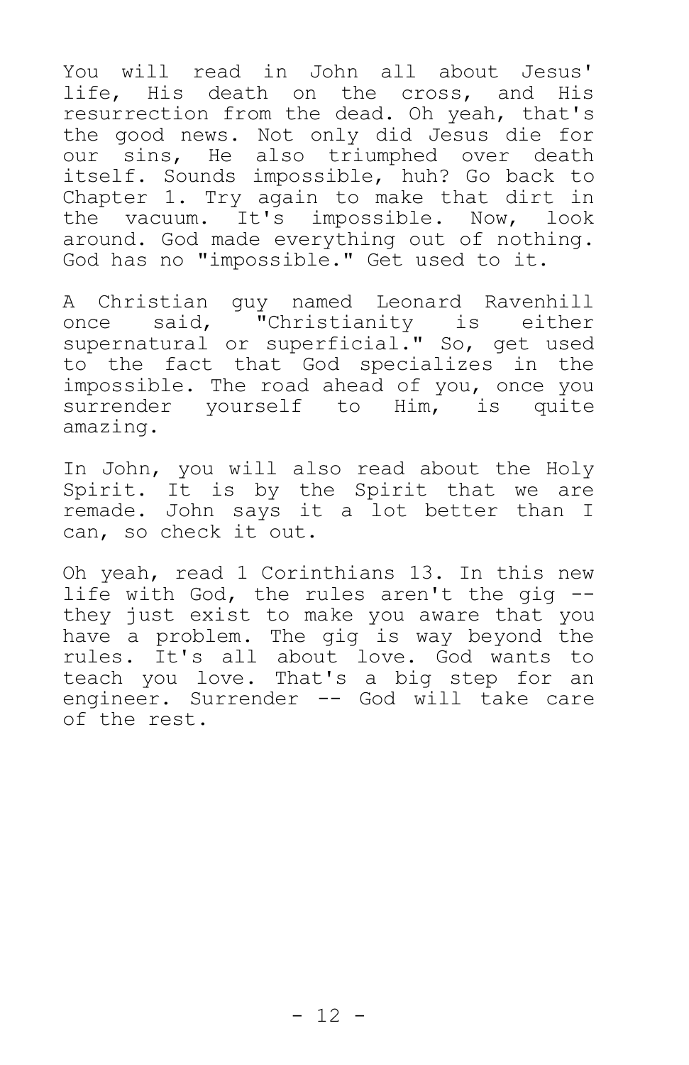You will read in John all about Jesus' life, His death on the cross, and His resurrection from the dead. Oh yeah, that's the good news. Not only did Jesus die for our sins, He also triumphed over death itself. Sounds impossible, huh? Go back to Chapter 1. Try again to make that dirt in the vacuum. It's impossible. Now, look around. God made everything out of nothing. God has no "impossible." Get used to it.

A Christian guy named Leonard Ravenhill once said, "Christianity is either supernatural or superficial." So, get used to the fact that God specializes in the impossible. The road ahead of you, once you surrender yourself to Him, is quite amazing.

In John, you will also read about the Holy Spirit. It is by the Spirit that we are remade. John says it a lot better than I can, so check it out.

Oh yeah, read 1 Corinthians 13. In this new life with God, the rules aren't the gig -- they just exist to make you aware that you have a problem. The gig is way beyond the rules. It's all about love. God wants to teach you love. That's a big step for an engineer. Surrender -- God will take care of the rest.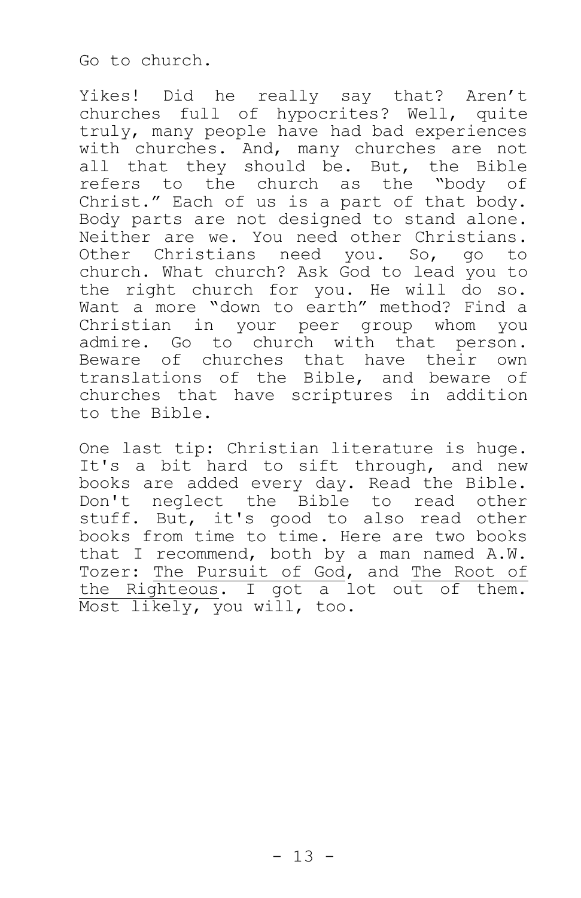Go to church.

Yikes! Did he really say that? Aren't churches full of hypocrites? Well, quite truly, many people have had bad experiences with churches. And, many churches are not all that they should be. But, the Bible refers to the church as the "body of Christ." Each of us is a part of that body. Body parts are not designed to stand alone. Neither are we. You need other Christians. Other Christians need you. So, go to church. What church? Ask God to lead you to the right church for you. He will do so. Want a more "down to earth" method? Find a Christian in your peer group whom you admire. Go to church with that person. Beware of churches that have their own translations of the Bible, and beware of churches that have scriptures in addition to the Bible.

One last tip: Christian literature is huge. It's a bit hard to sift through, and new books are added every day. Read the Bible. Don't neglect the Bible to read other stuff. But, it's good to also read other books from time to time. Here are two books that I recommend, both by a man named A.W. Tozer: <u>The Pursuit of God</u>, and <u>The Root of the Righteous</u>. I got a lot out of them. Most likely, you will, too.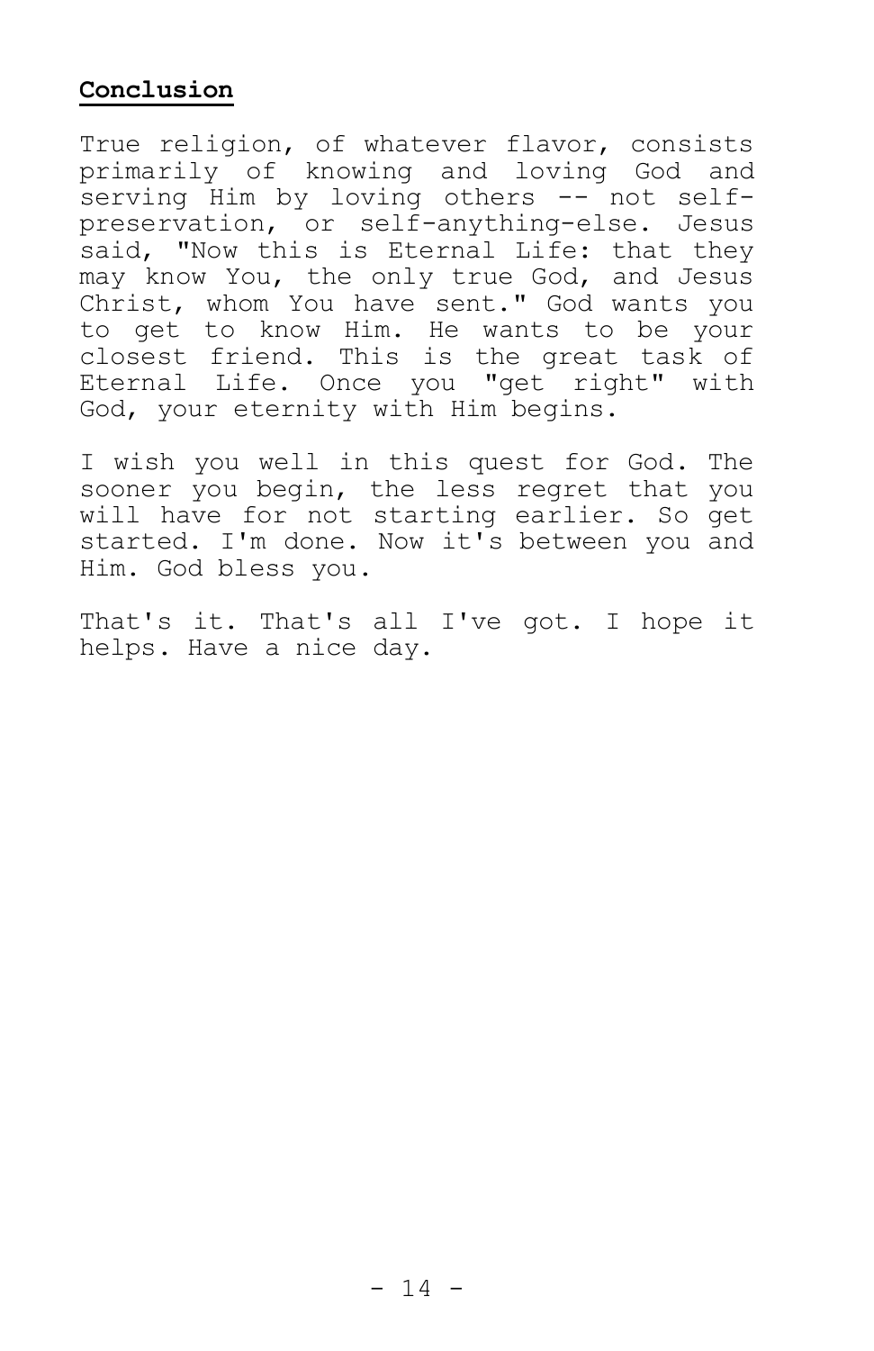## Conclusion

True religion, of whatever flavor, consists primarily of knowing and loving God and serving Him by loving others -- not self-preservation, or self-anything-else. Jesus said, "Now this is Eternal Life: that they may know You, the only true God, and Jesus Christ, whom You have sent." God wants you to get to know Him. He wants to be your closest friend. This is the great task of Eternal Life. Once you "get right" with God, your eternity with Him begins.

I wish you well in this quest for God. The sooner you begin, the less regret that you will have for not starting earlier. So get started. I'm done. Now it's between you and Him. God bless you.

That's it. That's all I've got. I hope it helps. Have a nice day.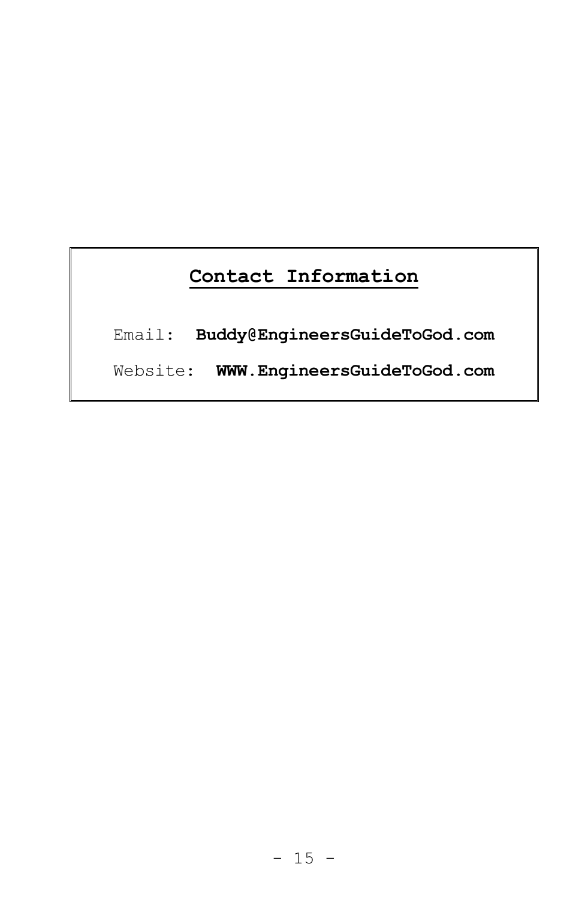## Contact Information

Email: **Buddy@EngineersGuideToGod.com**

Website: **WWW.EngineersGuideToGod.com**